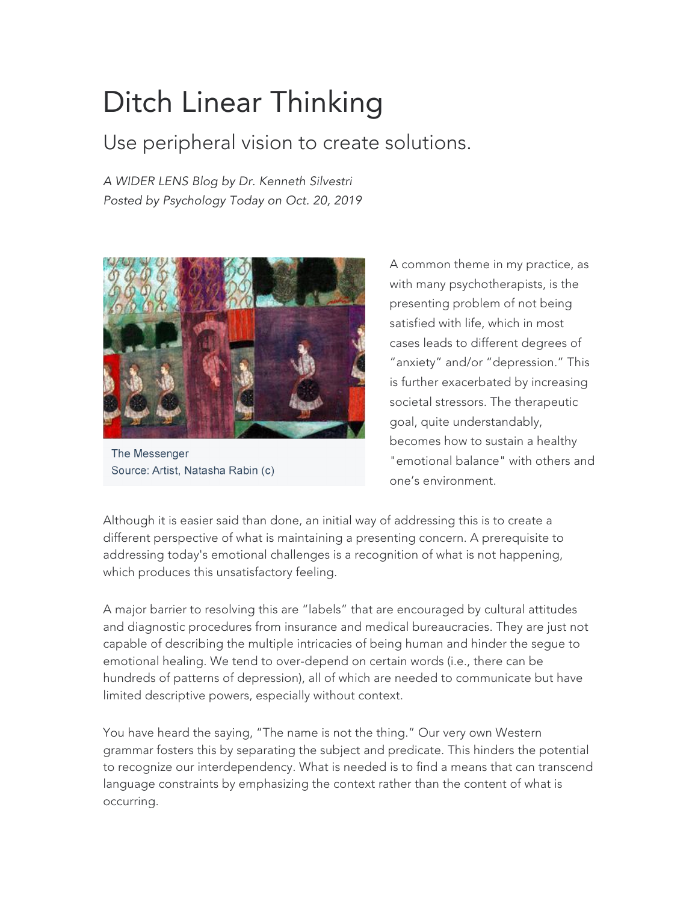# Ditch Linear Thinking

## Use peripheral vision to create solutions.

*A WIDER LENS Blog by Dr. Kenneth Silvestri*
*Posted by Psychology Today on Oct. 20, 2019*

The Messenger
Source: Artist, Natasha Rabin (c)

A common theme in my practice, as with many psychotherapists, is the presenting problem of not being satisfied with life, which in most cases leads to different degrees of "anxiety" and/or "depression." This is further exacerbated by increasing societal stressors. The therapeutic goal, quite understandably, becomes how to sustain a healthy "emotional balance" with others and one's environment.

Although it is easier said than done, an initial way of addressing this is to create a different perspective of what is maintaining a presenting concern. A prerequisite to addressing today's emotional challenges is a recognition of what is not happening, which produces this unsatisfactory feeling.

A major barrier to resolving this are "labels" that are encouraged by cultural attitudes and diagnostic procedures from insurance and medical bureaucracies. They are just not capable of describing the multiple intricacies of being human and hinder the segue to emotional healing. We tend to over-depend on certain words (i.e., there can be hundreds of patterns of depression), all of which are needed to communicate but have limited descriptive powers, especially without context.

You have heard the saying, "The name is not the thing." Our very own Western grammar fosters this by separating the subject and predicate. This hinders the potential to recognize our interdependency. What is needed is to find a means that can transcend language constraints by emphasizing the context rather than the content of what is occurring.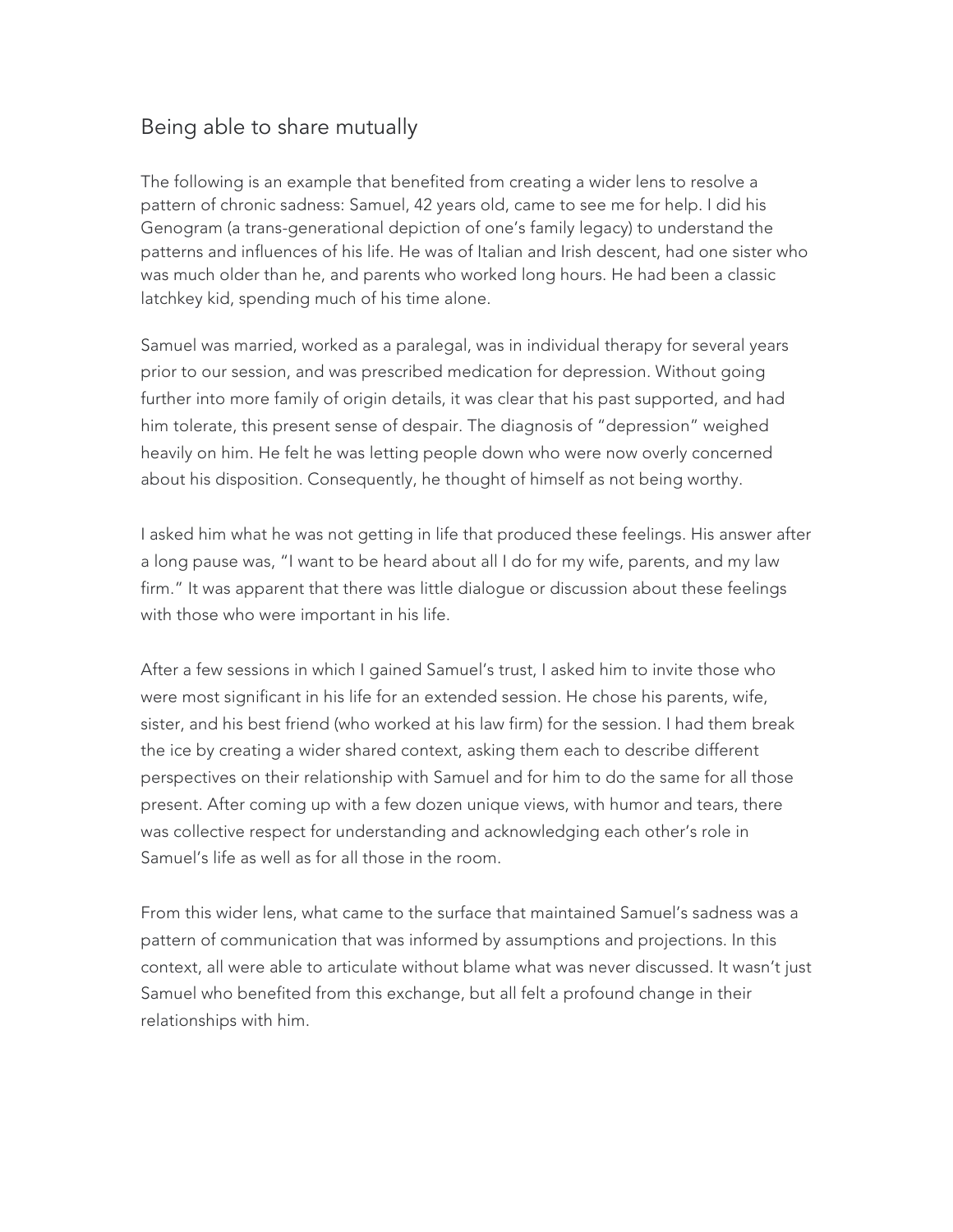## Being able to share mutually

The following is an example that benefited from creating a wider lens to resolve a pattern of chronic sadness: Samuel, 42 years old, came to see me for help. I did his Genogram (a trans-generational depiction of one's family legacy) to understand the patterns and influences of his life. He was of Italian and Irish descent, had one sister who was much older than he, and parents who worked long hours. He had been a classic latchkey kid, spending much of his time alone.

Samuel was married, worked as a paralegal, was in individual therapy for several years prior to our session, and was prescribed medication for depression. Without going further into more family of origin details, it was clear that his past supported, and had him tolerate, this present sense of despair. The diagnosis of "depression" weighed heavily on him. He felt he was letting people down who were now overly concerned about his disposition. Consequently, he thought of himself as not being worthy.

I asked him what he was not getting in life that produced these feelings. His answer after a long pause was, "I want to be heard about all I do for my wife, parents, and my law firm." It was apparent that there was little dialogue or discussion about these feelings with those who were important in his life.

After a few sessions in which I gained Samuel's trust, I asked him to invite those who were most significant in his life for an extended session. He chose his parents, wife, sister, and his best friend (who worked at his law firm) for the session. I had them break the ice by creating a wider shared context, asking them each to describe different perspectives on their relationship with Samuel and for him to do the same for all those present. After coming up with a few dozen unique views, with humor and tears, there was collective respect for understanding and acknowledging each other's role in Samuel's life as well as for all those in the room.

From this wider lens, what came to the surface that maintained Samuel's sadness was a pattern of communication that was informed by assumptions and projections. In this context, all were able to articulate without blame what was never discussed. It wasn't just Samuel who benefited from this exchange, but all felt a profound change in their relationships with him.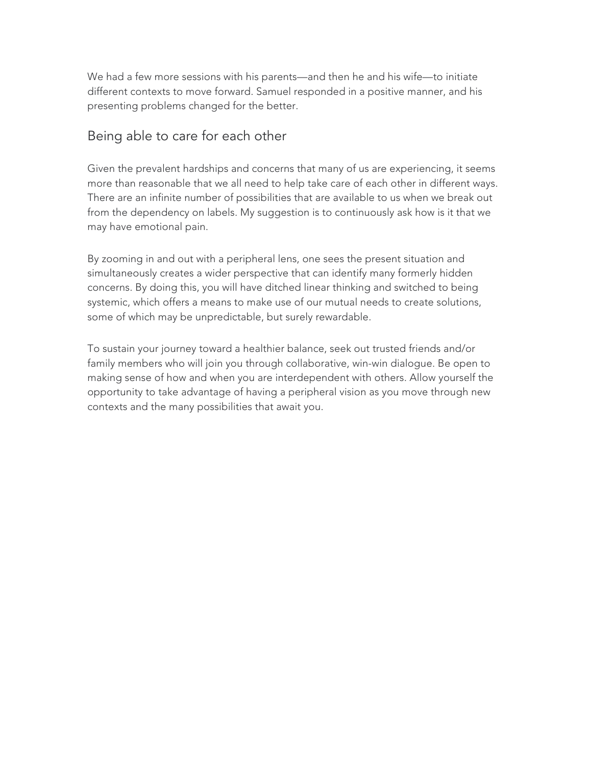We had a few more sessions with his parents—and then he and his wife—to initiate different contexts to move forward. Samuel responded in a positive manner, and his presenting problems changed for the better.

## Being able to care for each other

Given the prevalent hardships and concerns that many of us are experiencing, it seems more than reasonable that we all need to help take care of each other in different ways. There are an infinite number of possibilities that are available to us when we break out from the dependency on labels. My suggestion is to continuously ask how is it that we may have emotional pain.

By zooming in and out with a peripheral lens, one sees the present situation and simultaneously creates a wider perspective that can identify many formerly hidden concerns. By doing this, you will have ditched linear thinking and switched to being systemic, which offers a means to make use of our mutual needs to create solutions, some of which may be unpredictable, but surely rewardable.

To sustain your journey toward a healthier balance, seek out trusted friends and/or family members who will join you through collaborative, win-win dialogue. Be open to making sense of how and when you are interdependent with others. Allow yourself the opportunity to take advantage of having a peripheral vision as you move through new contexts and the many possibilities that await you.